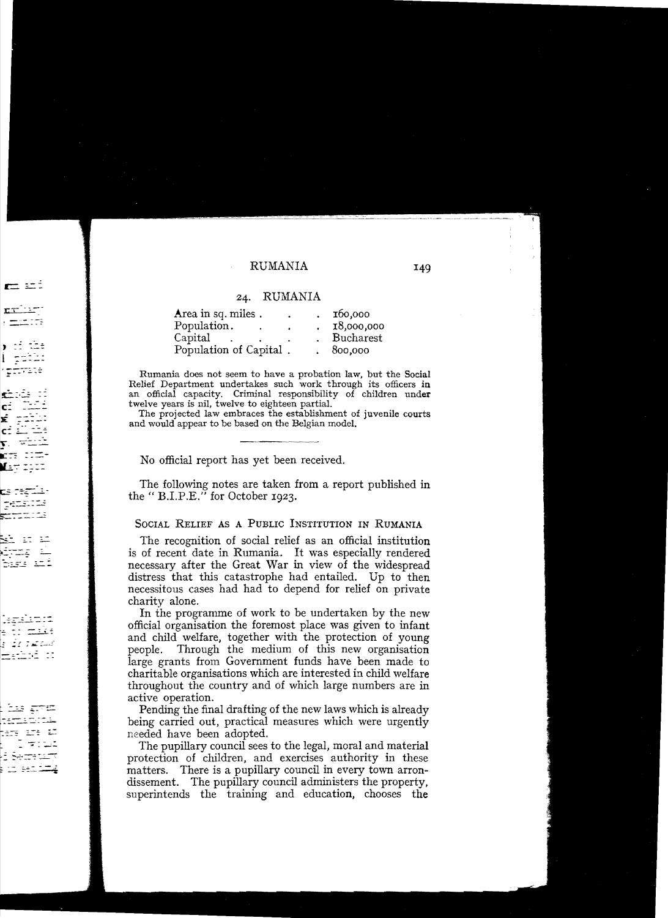## 24. RUMANIA

| | |
|---|---|
| Area in sq. miles | 160,000 |
| Population | 18,000,000 |
| Capital | Bucharest |
| Population of Capital | 800,000 |

Rumania does not seem to have a probation law, but the Social Relief Department undertakes such work through its officers in an official capacity. Criminal responsibility of children under twelve years is nil, twelve to eighteen partial.

The projected law embraces the establishment of juvenile courts and would appear to be based on the Belgian model.

---

No official report has yet been received.

The following notes are taken from a report published in the "B.I.P.E." for October 1923.

### Social Relief as a Public Institution in Rumania

The recognition of social relief as an official institution is of recent date in Rumania. It was especially rendered necessary after the Great War in view of the widespread distress that this catastrophe had entailed. Up to then necessitous cases had had to depend for relief on private charity alone.

In the programme of work to be undertaken by the new official organisation the foremost place was given to infant and child welfare, together with the protection of young people. Through the medium of this new organisation large grants from Government funds have been made to charitable organisations which are interested in child welfare throughout the country and of which large numbers are in active operation.

Pending the final drafting of the new laws which is already being carried out, practical measures which were urgently needed have been adopted.

The pupillary council sees to the legal, moral and material protection of children, and exercises authority in these matters. There is a pupillary council in every town arrondissement. The pupillary council administers the property, superintends the training and education, chooses the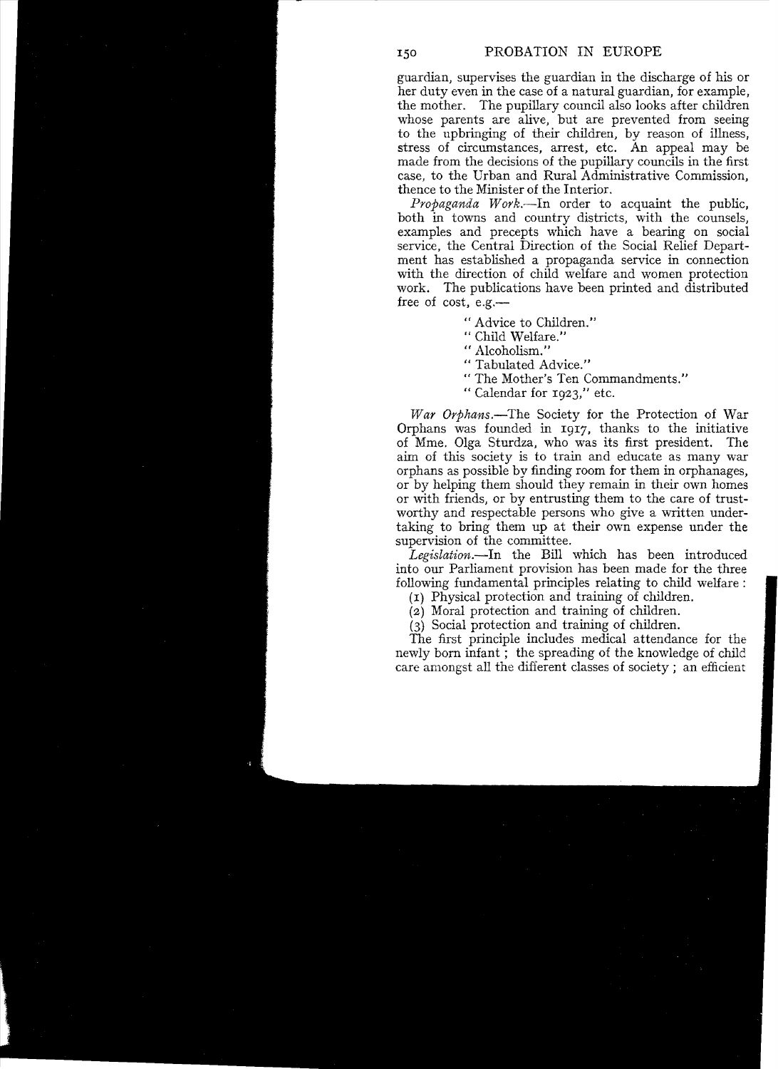guardian, supervises the guardian in the discharge of his or her duty even in the case of a natural guardian, for example, the mother. The pupillary council also looks after children whose parents are alive, but are prevented from seeing to the upbringing of their children, by reason of illness, stress of circumstances, arrest, etc. An appeal may be made from the decisions of the pupillary councils in the first case, to the Urban and Rural Administrative Commission, thence to the Minister of the Interior.

*Propaganda Work.*—In order to acquaint the public, both in towns and country districts, with the counsels, examples and precepts which have a bearing on social service, the Central Direction of the Social Relief Department has established a propaganda service in connection with the direction of child welfare and women protection work. The publications have been printed and distributed free of cost, e.g.—

- "Advice to Children."
- "Child Welfare."
- "Alcoholism."
- "Tabulated Advice."
- "The Mother's Ten Commandments."
- "Calendar for 1923," etc.

*War Orphans.*—The Society for the Protection of War Orphans was founded in 1917, thanks to the initiative of Mme. Olga Sturdza, who was its first president. The aim of this society is to train and educate as many war orphans as possible by finding room for them in orphanages, or by helping them should they remain in their own homes or with friends, or by entrusting them to the care of trustworthy and respectable persons who give a written undertaking to bring them up at their own expense under the supervision of the committee.

*Legislation.*—In the Bill which has been introduced into our Parliament provision has been made for the three following fundamental principles relating to child welfare:

(1) Physical protection and training of children.
(2) Moral protection and training of children.
(3) Social protection and training of children.

The first principle includes medical attendance for the newly born infant; the spreading of the knowledge of child care amongst all the different classes of society; an efficient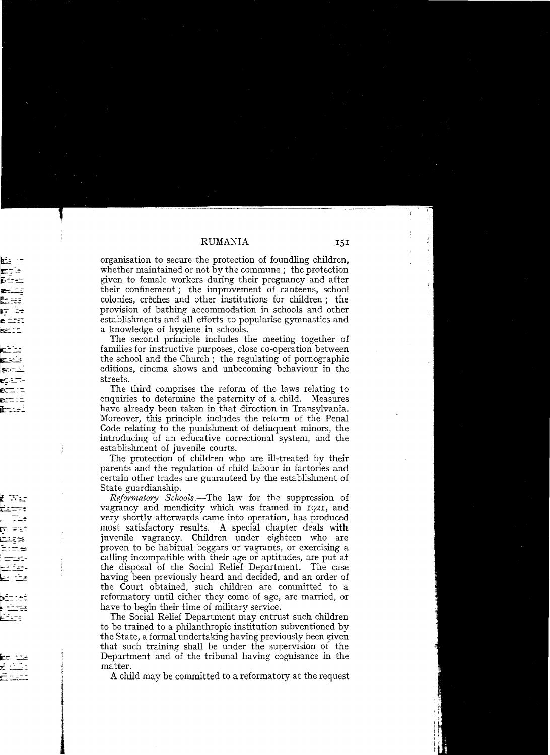organisation to secure the protection of foundling children, whether maintained or not by the commune; the protection given to female workers during their pregnancy and after their confinement; the improvement of canteens, school colonies, crèches and other institutions for children; the provision of bathing accommodation in schools and other establishments and all efforts to popularise gymnastics and a knowledge of hygiene in schools.

The second principle includes the meeting together of families for instructive purposes, close co-operation between the school and the Church; the regulating of pornographic editions, cinema shows and unbecoming behaviour in the streets.

The third comprises the reform of the laws relating to enquiries to determine the paternity of a child. Measures have already been taken in that direction in Transylvania. Moreover, this principle includes the reform of the Penal Code relating to the punishment of delinquent minors, the introducing of an educative correctional system, and the establishment of juvenile courts.

The protection of children who are ill-treated by their parents and the regulation of child labour in factories and certain other trades are guaranteed by the establishment of State guardianship.

*Reformatory Schools.*—The law for the suppression of vagrancy and mendicity which was framed in 1921, and very shortly afterwards came into operation, has produced most satisfactory results. A special chapter deals with juvenile vagrancy. Children under eighteen who are proven to be habitual beggars or vagrants, or exercising a calling incompatible with their age or aptitudes, are put at the disposal of the Social Relief Department. The case having been previously heard and decided, and an order of the Court obtained, such children are committed to a reformatory until either they come of age, are married, or have to begin their time of military service.

The Social Relief Department may entrust such children to be trained to a philanthropic institution subventioned by the State, a formal undertaking having previously been given that such training shall be under the supervision of the Department and of the tribunal having cognisance in the matter.

A child may be committed to a reformatory at the request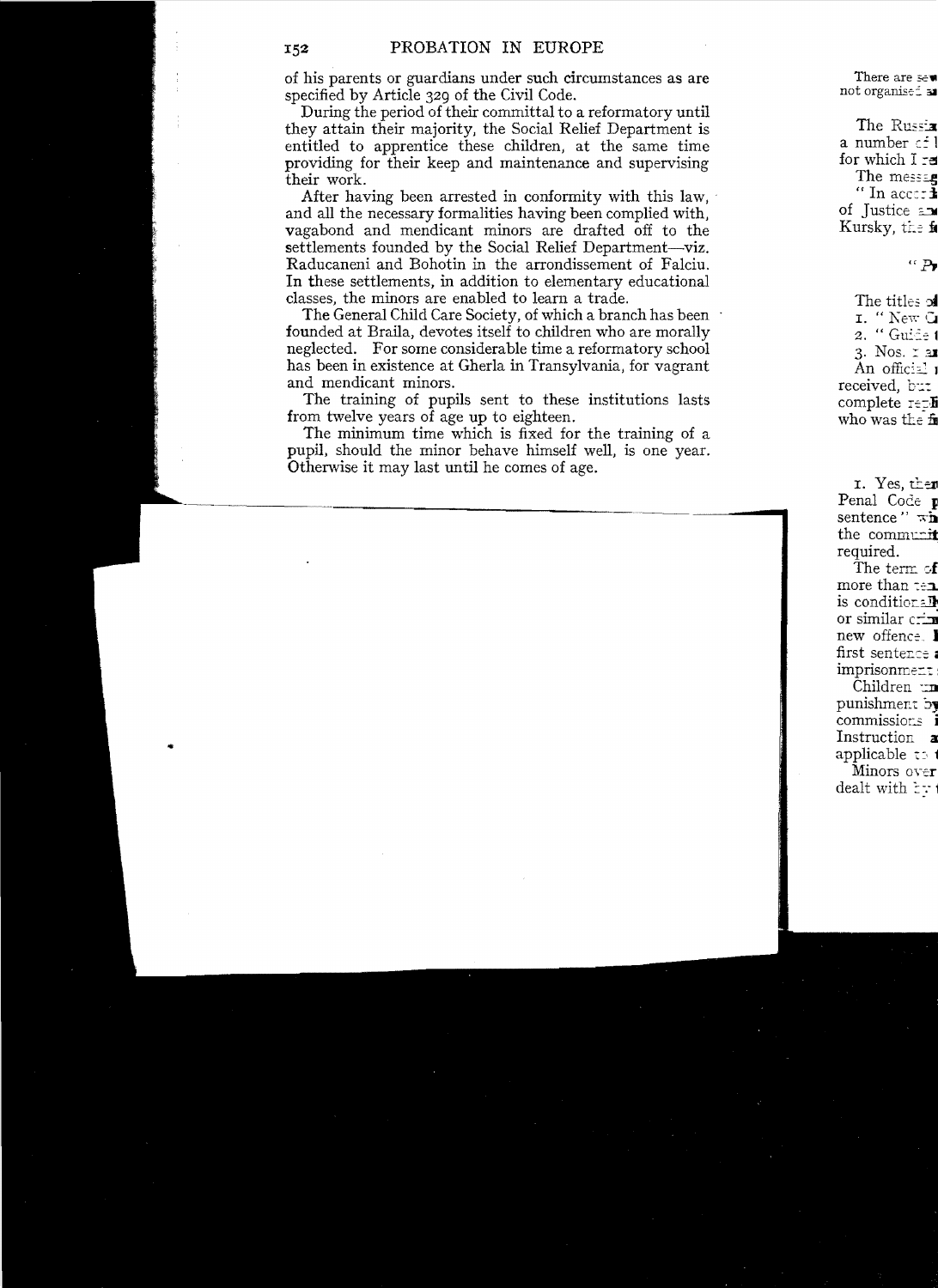of his parents or guardians under such circumstances as are specified by Article 329 of the Civil Code.

During the period of their committal to a reformatory until they attain their majority, the Social Relief Department is entitled to apprentice these children, at the same time providing for their keep and maintenance and supervising their work.

After having been arrested in conformity with this law, and all the necessary formalities having been complied with, vagabond and mendicant minors are drafted off to the settlements founded by the Social Relief Department—viz. Raducaneni and Bohotin in the arrondissement of Falciu. In these settlements, in addition to elementary educational classes, the minors are enabled to learn a trade.

The General Child Care Society, of which a branch has been founded at Braila, devotes itself to children who are morally neglected. For some considerable time a reformatory school has been in existence at Gherla in Transylvania, for vagrant and mendicant minors.

The training of pupils sent to these institutions lasts from twelve years of age up to eighteen.

The minimum time which is fixed for the training of a pupil, should the minor behave himself well, is one year. Otherwise it may last until he comes of age.